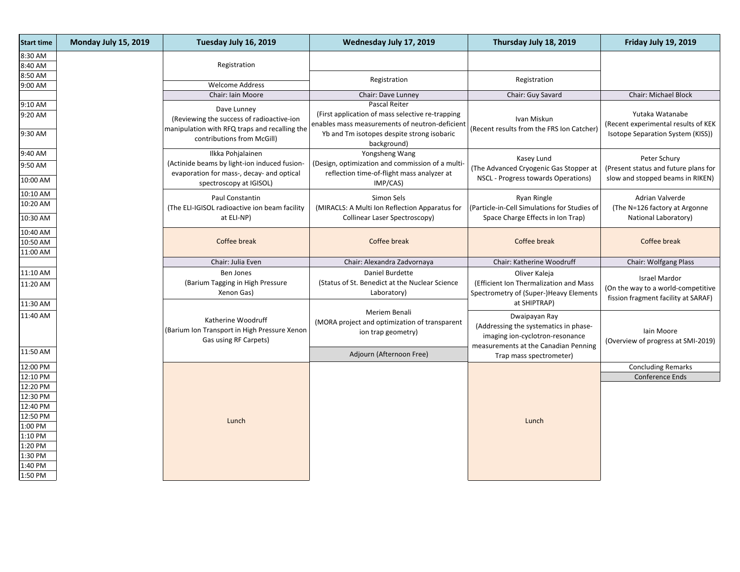| Start time | Monday July 15, 2019 | Tuesday July 16, 2019 | Wednesday July 17, 2019 | Thursday July 18, 2019 | Friday July 19, 2019 |
|---|---|---|---|---|---|
| 8:30 AM | | Registration | | | |
| 8:40 AM | | | | | |
| 8:50 AM | | | Registration | Registration | |
| 9:00 AM | | Welcome Address | | | |
| | | Chair: Iain Moore | Chair: Dave Lunney | Chair: Guy Savard | Chair: Michael Block |
| 9:10 AM | | Dave Lunney (Reviewing the success of radioactive-ion manipulation with RFQ traps and recalling the contributions from McGill) | Pascal Reiter (First application of mass selective re-trapping enables mass measurements of neutron-deficient Yb and Tm isotopes despite strong isobaric background) | Ivan Miskun (Recent results from the FRS Ion Catcher) | Yutaka Watanabe (Recent experimental results of KEK Isotope Separation System (KISS)) |
| 9:20 AM | | | | | |
| 9:30 AM | | | | | |
| 9:40 AM | | Ilkka Pohjalainen (Actinide beams by light-ion induced fusion-evaporation for mass-, decay- and optical spectroscopy at IGISOL) | Yongsheng Wang (Design, optimization and commission of a multi-reflection time-of-flight mass analyzer at IMP/CAS) | Kasey Lund (The Advanced Cryogenic Gas Stopper at NSCL - Progress towards Operations) | Peter Schury (Present status and future plans for slow and stopped beams in RIKEN) |
| 9:50 AM | | | | | |
| 10:00 AM | | | | | |
| 10:10 AM | | Paul Constantin (The ELI-IGISOL radioactive ion beam facility at ELI-NP) | Simon Sels (MIRACLS: A Multi Ion Reflection Apparatus for Collinear Laser Spectroscopy) | Ryan Ringle (Particle-in-Cell Simulations for Studies of Space Charge Effects in Ion Trap) | Adrian Valverde (The N=126 factory at Argonne National Laboratory) |
| 10:20 AM | | | | | |
| 10:30 AM | | | | | |
| 10:40 AM | | Coffee break | Coffee break | Coffee break | Coffee break |
| 10:50 AM | | | | | |
| 11:00 AM | | | | | |
| | | Chair: Julia Even | Chair: Alexandra Zadvornaya | Chair: Katherine Woodruff | Chair: Wolfgang Plass |
| 11:10 AM | | Ben Jones (Barium Tagging in High Pressure Xenon Gas) | Daniel Burdette (Status of St. Benedict at the Nuclear Science Laboratory) | Oliver Kaleja (Efficient Ion Thermalization and Mass Spectrometry of (Super-)Heavy Elements at SHIPTRAP) | Israel Mardor (On the way to a world-competitive fission fragment facility at SARAF) |
| 11:20 AM | | | | | |
| 11:30 AM | | Katherine Woodruff (Barium Ion Transport in High Pressure Xenon Gas using RF Carpets) | Meriem Benali (MORA project and optimization of transparent ion trap geometry) | | |
| 11:40 AM | | | | Dwaipayan Ray (Addressing the systematics in phase-imaging ion-cyclotron-resonance measurements at the Canadian Penning Trap mass spectrometer) | Iain Moore (Overview of progress at SMI-2019) |
| 11:50 AM | | | Adjourn (Afternoon Free) | | |
| 12:00 PM | | Lunch | | Lunch | Concluding Remarks |
| 12:10 PM | | | | | Conference Ends |
| 12:20 PM | | | | | |
| 12:30 PM | | | | | |
| 12:40 PM | | | | | |
| 12:50 PM | | | | | |
| 1:00 PM | | | | | |
| 1:10 PM | | | | | |
| 1:20 PM | | | | | |
| 1:30 PM | | | | | |
| 1:40 PM | | | | | |
| 1:50 PM | | | | | |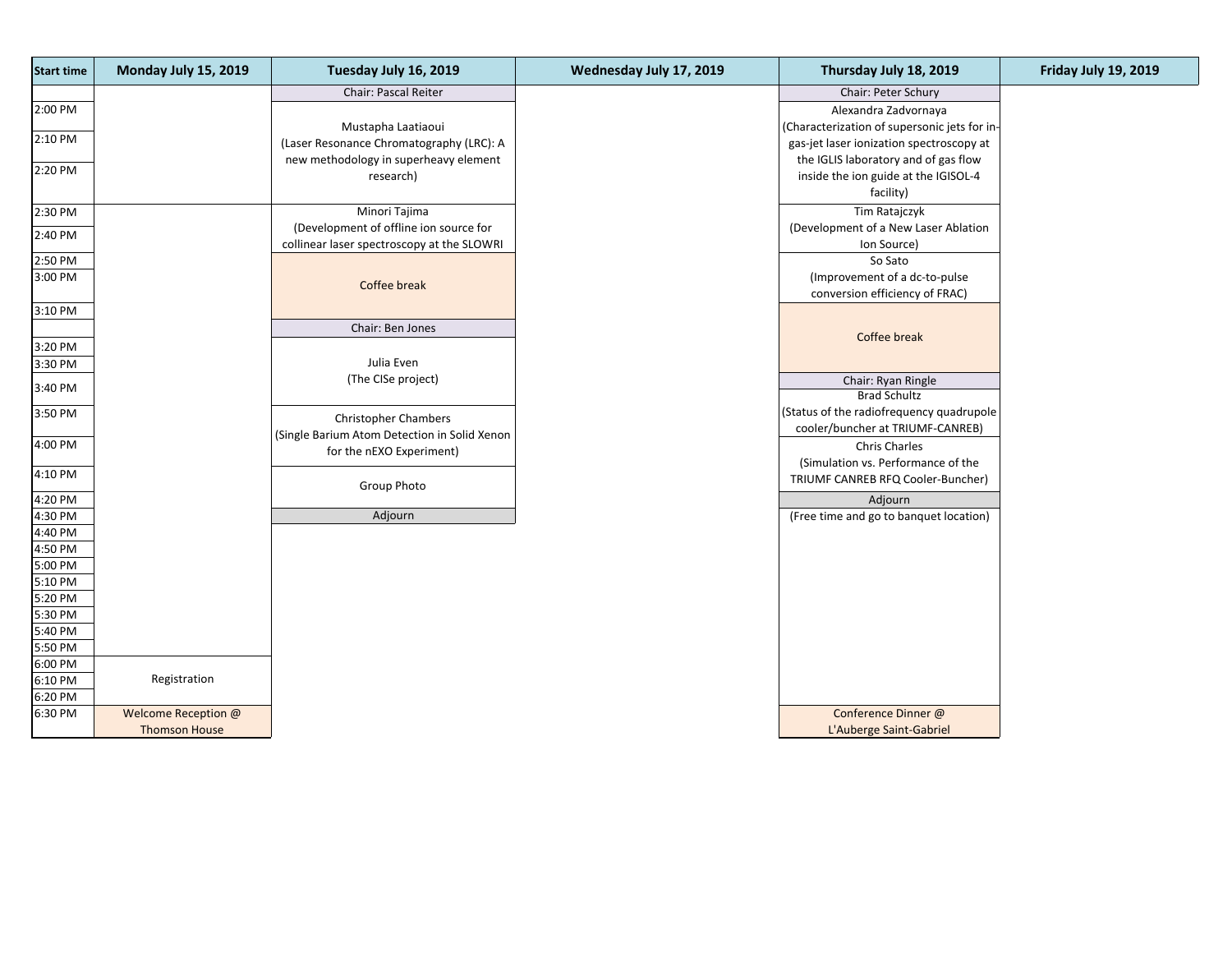| Start time | Monday July 15, 2019 | Tuesday July 16, 2019 | Wednesday July 17, 2019 | Thursday July 18, 2019 | Friday July 19, 2019 |
|---|---|---|---|---|---|
| | | Chair: Pascal Reiter | | Chair: Peter Schury | |
| 2:00 PM | | Mustapha Laatiaoui (Laser Resonance Chromatography (LRC): A new methodology in superheavy element research) | | Alexandra Zadvornaya (Characterization of supersonic jets for in-gas-jet laser ionization spectroscopy at the IGLIS laboratory and of gas flow inside the ion guide at the IGISOL-4 facility) | |
| 2:10 PM | | | | | |
| 2:20 PM | | | | | |
| 2:30 PM | | Minori Tajima (Development of offline ion source for collinear laser spectroscopy at the SLOWRI | | Tim Ratajczyk (Development of a New Laser Ablation Ion Source) | |
| 2:40 PM | | | | | |
| 2:50 PM | | Coffee break | | So Sato (Improvement of a dc-to-pulse conversion efficiency of FRAC) | |
| 3:00 PM | | | | | |
| 3:10 PM | | | | Coffee break | |
| | | Chair: Ben Jones | | | |
| 3:20 PM | | Julia Even (The CISe project) | | | |
| 3:30 PM | | | | | |
| 3:40 PM | | | | Chair: Ryan Ringle | |
| 3:50 PM | | Christopher Chambers (Single Barium Atom Detection in Solid Xenon for the nEXO Experiment) | | Brad Schultz (Status of the radiofrequency quadrupole cooler/buncher at TRIUMF-CANREB) | |
| 4:00 PM | | | | Chris Charles (Simulation vs. Performance of the TRIUMF CANREB RFQ Cooler-Buncher) | |
| 4:10 PM | | Group Photo | | | |
| 4:20 PM | | | | Adjourn | |
| 4:30 PM | | Adjourn | | (Free time and go to banquet location) | |
| 4:40 PM | | | | | |
| 4:50 PM | | | | | |
| 5:00 PM | | | | | |
| 5:10 PM | | | | | |
| 5:20 PM | | | | | |
| 5:30 PM | | | | | |
| 5:40 PM | | | | | |
| 5:50 PM | | | | | |
| 6:00 PM | Registration | | | | |
| 6:10 PM | | | | | |
| 6:20 PM | | | | | |
| 6:30 PM | Welcome Reception @ Thomson House | | | Conference Dinner @ L'Auberge Saint-Gabriel | |